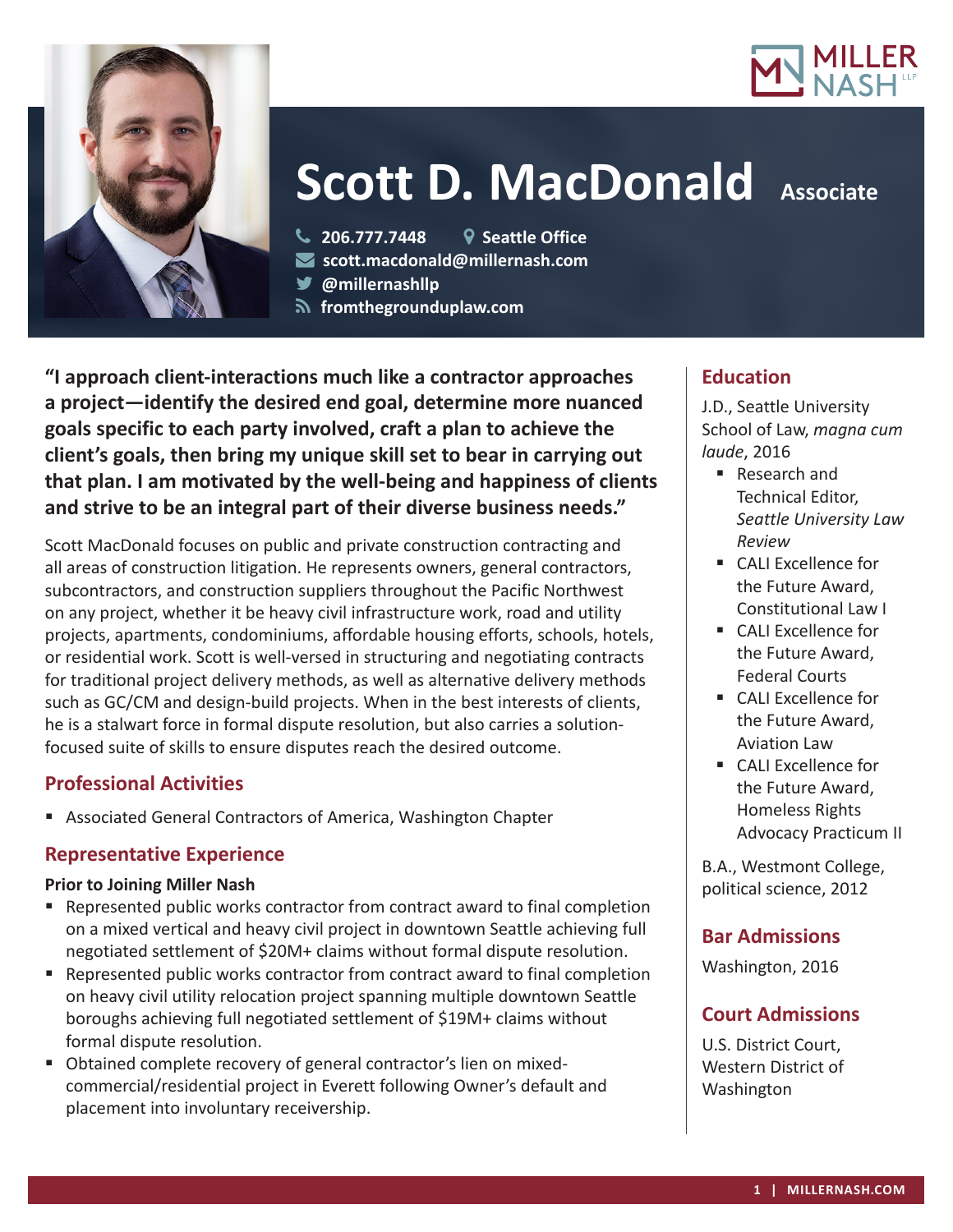# Scott D. MacDonald

Associate

206.777.7448 | Seattle Office
scott.macdonald@millernash.com
@millernashllp
fromthegrounduplaw.com

**"I approach client-interactions much like a contractor approaches a project—identify the desired end goal, determine more nuanced goals specific to each party involved, craft a plan to achieve the client's goals, then bring my unique skill set to bear in carrying out that plan. I am motivated by the well-being and happiness of clients and strive to be an integral part of their diverse business needs."**

Scott MacDonald focuses on public and private construction contracting and all areas of construction litigation. He represents owners, general contractors, subcontractors, and construction suppliers throughout the Pacific Northwest on any project, whether it be heavy civil infrastructure work, road and utility projects, apartments, condominiums, affordable housing efforts, schools, hotels, or residential work. Scott is well-versed in structuring and negotiating contracts for traditional project delivery methods, as well as alternative delivery methods such as GC/CM and design-build projects. When in the best interests of clients, he is a stalwart force in formal dispute resolution, but also carries a solution-focused suite of skills to ensure disputes reach the desired outcome.

## Professional Activities

- Associated General Contractors of America, Washington Chapter

## Representative Experience

**Prior to Joining Miller Nash**

- Represented public works contractor from contract award to final completion on a mixed vertical and heavy civil project in downtown Seattle achieving full negotiated settlement of $20M+ claims without formal dispute resolution.
- Represented public works contractor from contract award to final completion on heavy civil utility relocation project spanning multiple downtown Seattle boroughs achieving full negotiated settlement of $19M+ claims without formal dispute resolution.
- Obtained complete recovery of general contractor's lien on mixed-commercial/residential project in Everett following Owner's default and placement into involuntary receivership.

## Education

J.D., Seattle University School of Law, *magna cum laude*, 2016

- Research and Technical Editor, *Seattle University Law Review*
- CALI Excellence for the Future Award, Constitutional Law I
- CALI Excellence for the Future Award, Federal Courts
- CALI Excellence for the Future Award, Aviation Law
- CALI Excellence for the Future Award, Homeless Rights Advocacy Practicum II

B.A., Westmont College, political science, 2012

## Bar Admissions

Washington, 2016

## Court Admissions

U.S. District Court, Western District of Washington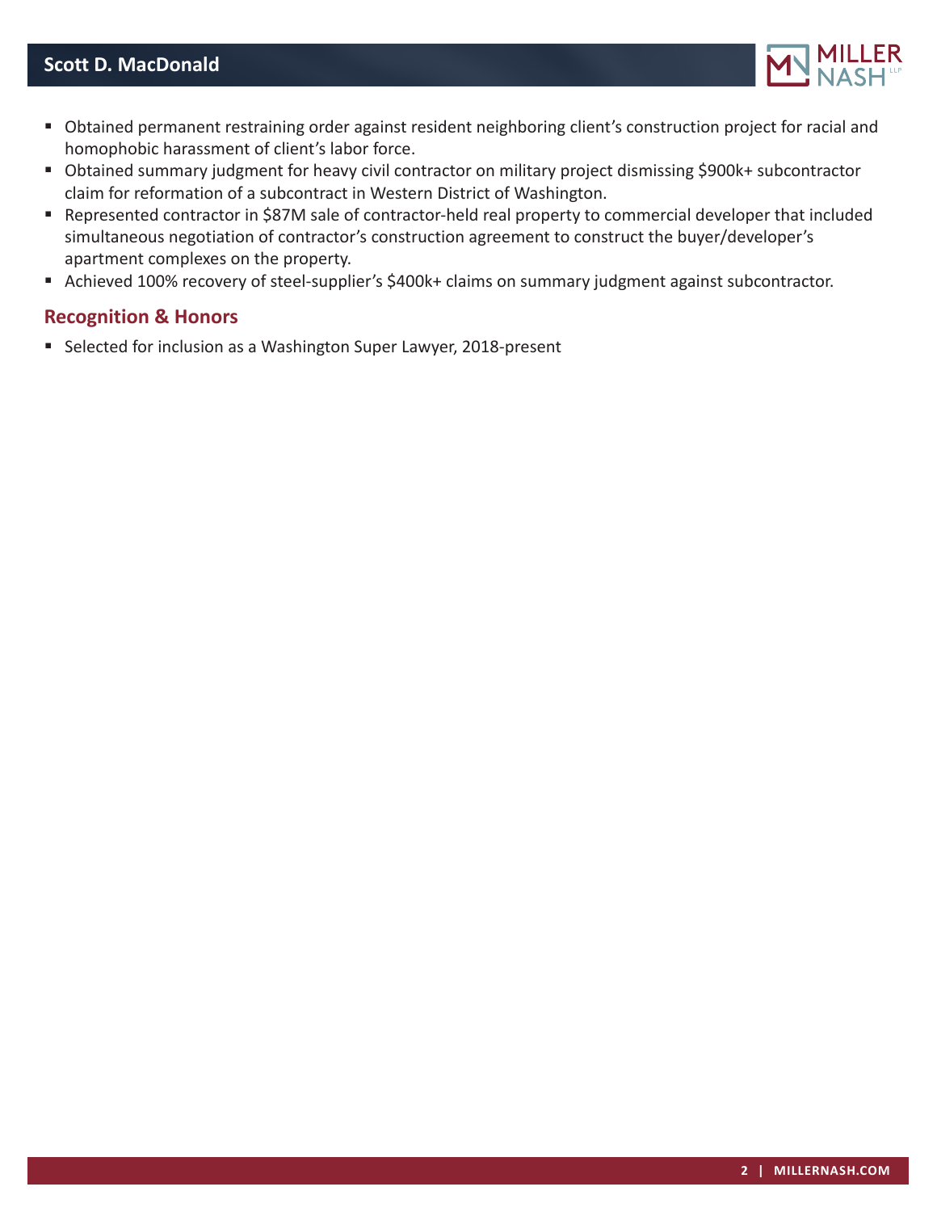- Obtained permanent restraining order against resident neighboring client's construction project for racial and homophobic harassment of client's labor force.
- Obtained summary judgment for heavy civil contractor on military project dismissing $900k+ subcontractor claim for reformation of a subcontract in Western District of Washington.
- Represented contractor in $87M sale of contractor-held real property to commercial developer that included simultaneous negotiation of contractor's construction agreement to construct the buyer/developer's apartment complexes on the property.
- Achieved 100% recovery of steel-supplier's $400k+ claims on summary judgment against subcontractor.

## Recognition & Honors

- Selected for inclusion as a Washington Super Lawyer, 2018-present